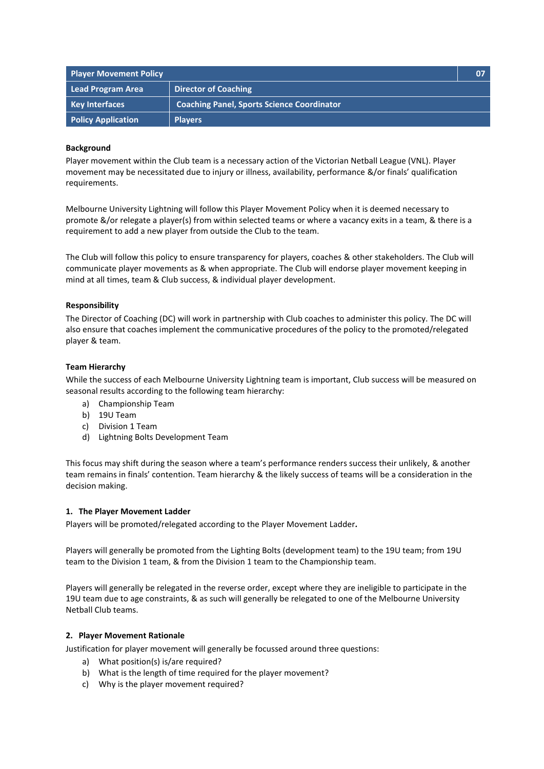| Player Movement Policy | | 07 |
|---|---|---|
| Lead Program Area | Director of Coaching | |
| Key Interfaces | Coaching Panel, Sports Science Coordinator | |
| Policy Application | Players | |

**Background**

Player movement within the Club team is a necessary action of the Victorian Netball League (VNL). Player movement may be necessitated due to injury or illness, availability, performance &/or finals' qualification requirements.

Melbourne University Lightning will follow this Player Movement Policy when it is deemed necessary to promote &/or relegate a player(s) from within selected teams or where a vacancy exits in a team, & there is a requirement to add a new player from outside the Club to the team.

The Club will follow this policy to ensure transparency for players, coaches & other stakeholders. The Club will communicate player movements as & when appropriate. The Club will endorse player movement keeping in mind at all times, team & Club success, & individual player development.

**Responsibility**

The Director of Coaching (DC) will work in partnership with Club coaches to administer this policy. The DC will also ensure that coaches implement the communicative procedures of the policy to the promoted/relegated player & team.

**Team Hierarchy**

While the success of each Melbourne University Lightning team is important, Club success will be measured on seasonal results according to the following team hierarchy:

a) Championship Team
b) 19U Team
c) Division 1 Team
d) Lightning Bolts Development Team

This focus may shift during the season where a team's performance renders success their unlikely, & another team remains in finals' contention. Team hierarchy & the likely success of teams will be a consideration in the decision making.

**1. The Player Movement Ladder**

Players will be promoted/relegated according to the Player Movement Ladder**.**

Players will generally be promoted from the Lighting Bolts (development team) to the 19U team; from 19U team to the Division 1 team, & from the Division 1 team to the Championship team.

Players will generally be relegated in the reverse order, except where they are ineligible to participate in the 19U team due to age constraints, & as such will generally be relegated to one of the Melbourne University Netball Club teams.

**2. Player Movement Rationale**

Justification for player movement will generally be focussed around three questions:

a) What position(s) is/are required?
b) What is the length of time required for the player movement?
c) Why is the player movement required?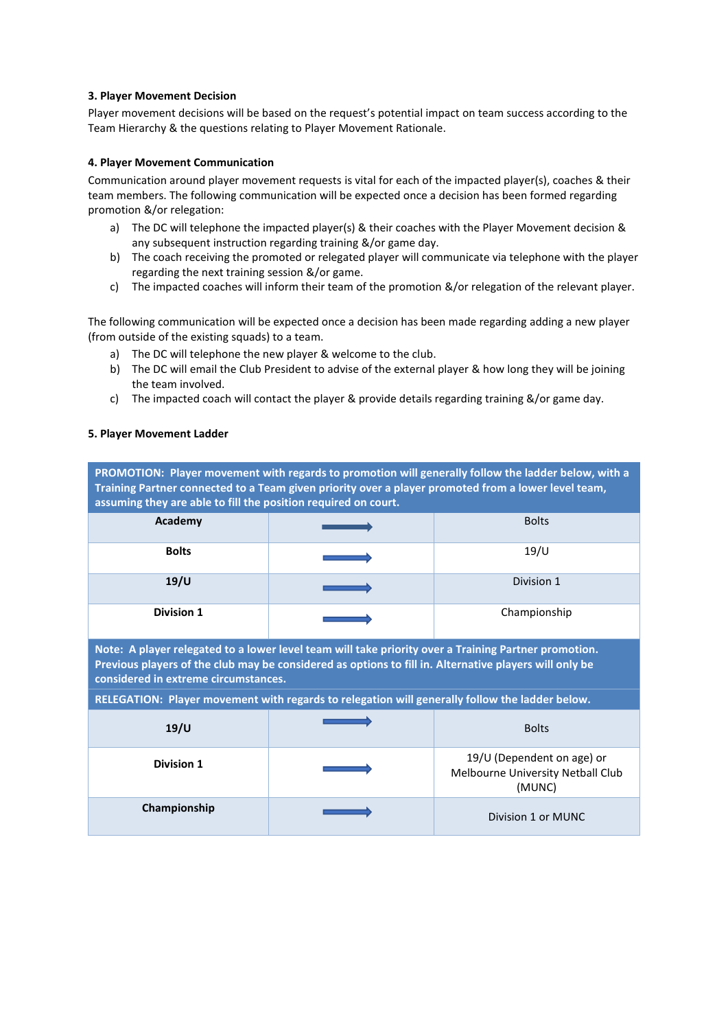**3. Player Movement Decision**

Player movement decisions will be based on the request's potential impact on team success according to the Team Hierarchy & the questions relating to Player Movement Rationale.

**4. Player Movement Communication**

Communication around player movement requests is vital for each of the impacted player(s), coaches & their team members. The following communication will be expected once a decision has been formed regarding promotion &/or relegation:

a) The DC will telephone the impacted player(s) & their coaches with the Player Movement decision & any subsequent instruction regarding training &/or game day.
b) The coach receiving the promoted or relegated player will communicate via telephone with the player regarding the next training session &/or game.
c) The impacted coaches will inform their team of the promotion &/or relegation of the relevant player.

The following communication will be expected once a decision has been made regarding adding a new player (from outside of the existing squads) to a team.

a) The DC will telephone the new player & welcome to the club.
b) The DC will email the Club President to advise of the external player & how long they will be joining the team involved.
c) The impacted coach will contact the player & provide details regarding training &/or game day.

**5. Player Movement Ladder**

| | | |
|---|---|---|
| **PROMOTION: Player movement with regards to promotion will generally follow the ladder below, with a Training Partner connected to a Team given priority over a player promoted from a lower level team, assuming they are able to fill the position required on court.** | | |
| **Academy** | → | Bolts |
| **Bolts** | → | 19/U |
| **19/U** | → | Division 1 |
| **Division 1** | → | Championship |
| **Note: A player relegated to a lower level team will take priority over a Training Partner promotion. Previous players of the club may be considered as options to fill in. Alternative players will only be considered in extreme circumstances.** | | |
| **RELEGATION: Player movement with regards to relegation will generally follow the ladder below.** | | |
| **19/U** | → | Bolts |
| **Division 1** | → | 19/U (Dependent on age) or Melbourne University Netball Club (MUNC) |
| **Championship** | → | Division 1 or MUNC |